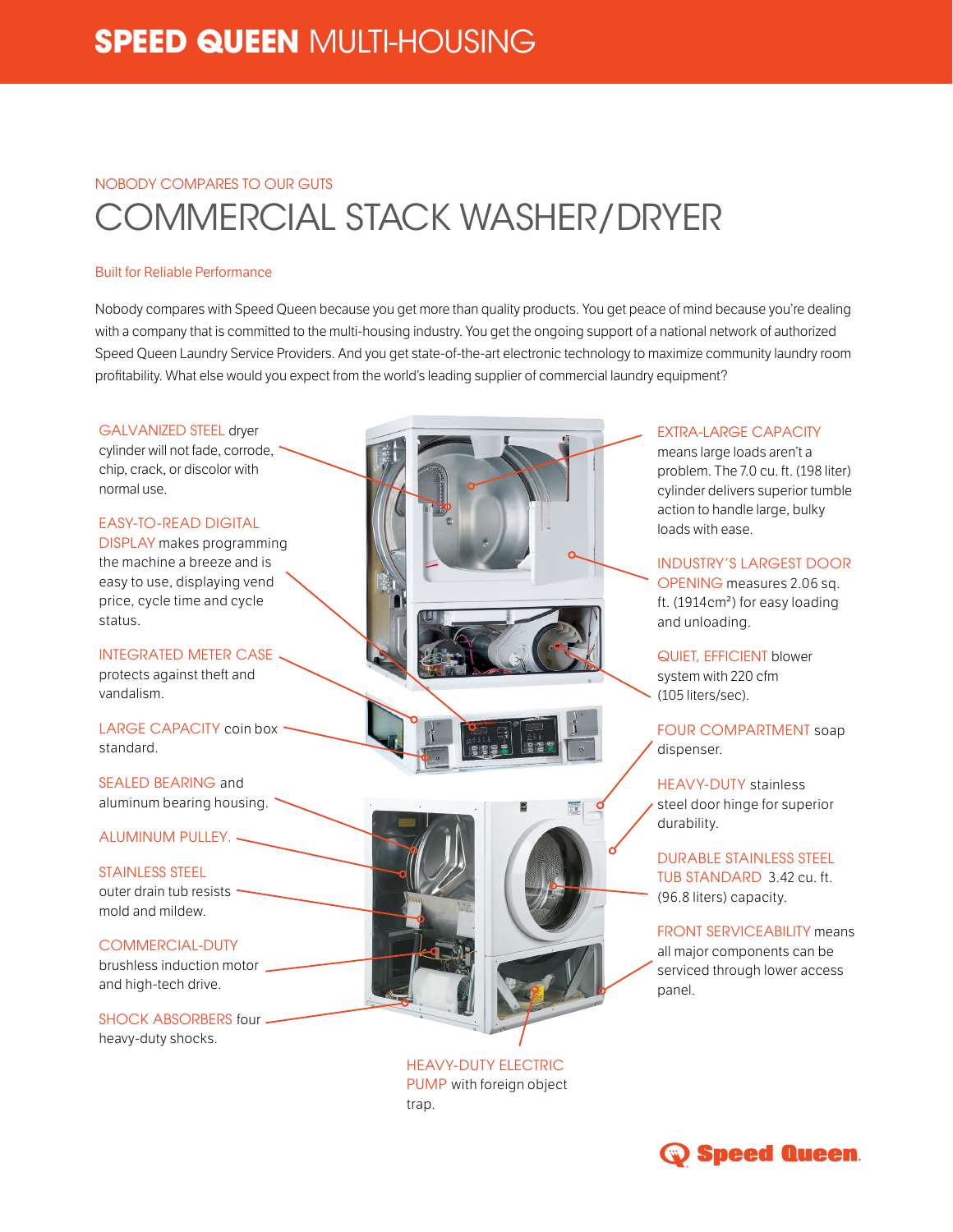# SPEED QUEEN MULTI-HOUSING

NOBODY COMPARES TO OUR GUTS

## COMMERCIAL STACK WASHER/DRYER

Built for Reliable Performance

Nobody compares with Speed Queen because you get more than quality products. You get peace of mind because you're dealing with a company that is committed to the multi-housing industry. You get the ongoing support of a national network of authorized Speed Queen Laundry Service Providers. And you get state-of-the-art electronic technology to maximize community laundry room profitability. What else would you expect from the world's leading supplier of commercial laundry equipment?

GALVANIZED STEEL dryer cylinder will not fade, corrode, chip, crack, or discolor with normal use.

EASY-TO-READ DIGITAL DISPLAY makes programming the machine a breeze and is easy to use, displaying vend price, cycle time and cycle status.

INTEGRATED METER CASE protects against theft and vandalism.

LARGE CAPACITY coin box standard.

SEALED BEARING and aluminum bearing housing.

ALUMINUM PULLEY.

STAINLESS STEEL outer drain tub resists mold and mildew.

COMMERCIAL-DUTY brushless induction motor and high-tech drive.

SHOCK ABSORBERS four heavy-duty shocks.

EXTRA-LARGE CAPACITY means large loads aren't a problem. The 7.0 cu. ft. (198 liter) cylinder delivers superior tumble action to handle large, bulky loads with ease.

INDUSTRY'S LARGEST DOOR OPENING measures 2.06 sq. ft. (1914cm²) for easy loading and unloading.

QUIET, EFFICIENT blower system with 220 cfm (105 liters/sec).

FOUR COMPARTMENT soap dispenser.

HEAVY-DUTY stainless steel door hinge for superior durability.

DURABLE STAINLESS STEEL TUB STANDARD 3.42 cu. ft. (96.8 liters) capacity.

FRONT SERVICEABILITY means all major components can be serviced through lower access panel.

HEAVY-DUTY ELECTRIC PUMP with foreign object trap.

Speed Queen.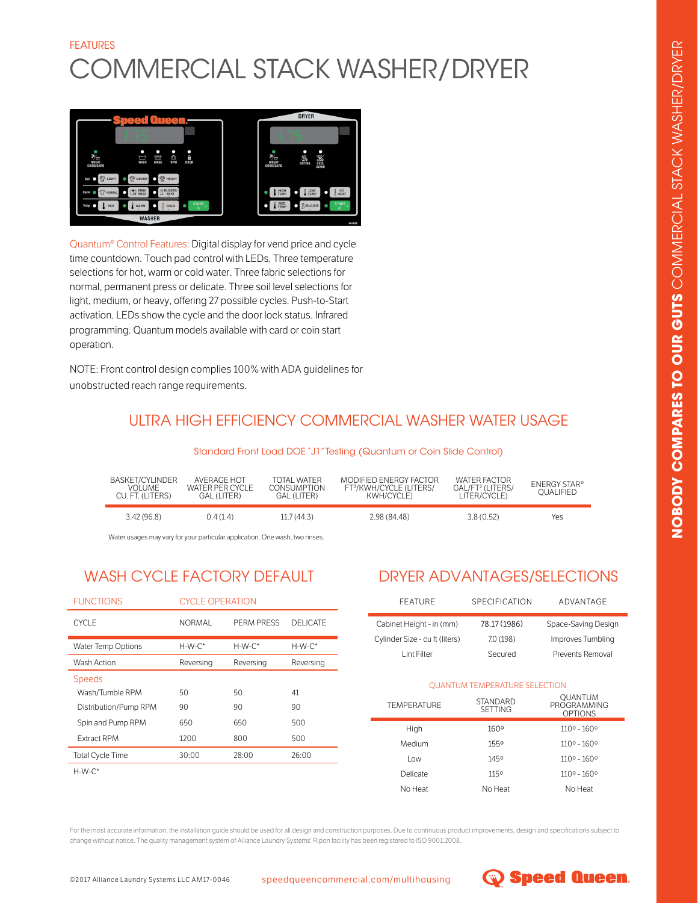FEATURES

# COMMERCIAL STACK WASHER/DRYER

Quantum® Control Features: Digital display for vend price and cycle time countdown. Touch pad control with LEDs. Three temperature selections for hot, warm or cold water. Three fabric selections for normal, permanent press or delicate. Three soil level selections for light, medium, or heavy, offering 27 possible cycles. Push-to-Start activation. LEDs show the cycle and the door lock status. Infrared programming. Quantum models available with card or coin start operation.

NOTE: Front control design complies 100% with ADA guidelines for unobstructed reach range requirements.

## ULTRA HIGH EFFICIENCY COMMERCIAL WASHER WATER USAGE

Standard Front Load DOE "J1" Testing (Quantum or Coin Slide Control)

| BASKET/CYLINDER VOLUME CU. FT. (LITERS) | AVERAGE HOT WATER PER CYCLE GAL (LITER) | TOTAL WATER CONSUMPTION GAL (LITER) | MODIFIED ENERGY FACTOR FT³/KWH/CYCLE (LITERS/ KWH/CYCLE) | WATER FACTOR GAL/FT³ (LITERS/ LITER/CYCLE) | ENERGY STAR® QUALIFIED |
|---|---|---|---|---|---|
| 3.42 (96.8) | 0.4 (1.4) | 11.7 (44.3) | 2.98 (84.48) | 3.8 (0.52) | Yes |

Water usages may vary for your particular application. One wash, two rinses.

## WASH CYCLE FACTORY DEFAULT

| FUNCTIONS | CYCLE OPERATION | | |
|---|---|---|---|
| CYCLE | NORMAL | PERM PRESS | DELICATE |
| Water Temp Options | H-W-C* | H-W-C* | H-W-C* |
| Wash Action | Reversing | Reversing | Reversing |
| Speeds | | | |
| Wash/Tumble RPM | 50 | 50 | 41 |
| Distribution/Pump RPM | 90 | 90 | 90 |
| Spin and Pump RPM | 650 | 650 | 500 |
| Extract RPM | 1200 | 800 | 500 |
| Total Cycle Time | 30:00 | 28:00 | 26:00 |

H-W-C*

## DRYER ADVANTAGES/SELECTIONS

| FEATURE | SPECIFICATION | ADVANTAGE |
|---|---|---|
| Cabinet Height - in (mm) | 78.17 (1986) | Space-Saving Design |
| Cylinder Size - cu ft (liters) | 7.0 (198) | Improves Tumbling |
| Lint Filter | Secured | Prevents Removal |

QUANTUM TEMPERATURE SELECTION

| TEMPERATURE | STANDARD SETTING | QUANTUM PROGRAMMING OPTIONS |
|---|---|---|
| High | 160° | 110° - 160° |
| Medium | 155° | 110° - 160° |
| Low | 145° | 110° - 160° |
| Delicate | 115° | 110° - 160° |
| No Heat | No Heat | No Heat |

For the most accurate information, the installation guide should be used for all design and construction purposes. Due to continuous product improvements, design and specifications subject to change without notice. The quality management system of Alliance Laundry Systems' Ripon facility has been registered to ISO 9001:2008.

©2017 Alliance Laundry Systems LLC AM17-0046

speedqueencommercial.com/multihousing

Speed Queen.

**NOBODY COMPARES TO OUR GUTS** COMMERCIAL STACK WASHER/DRYER